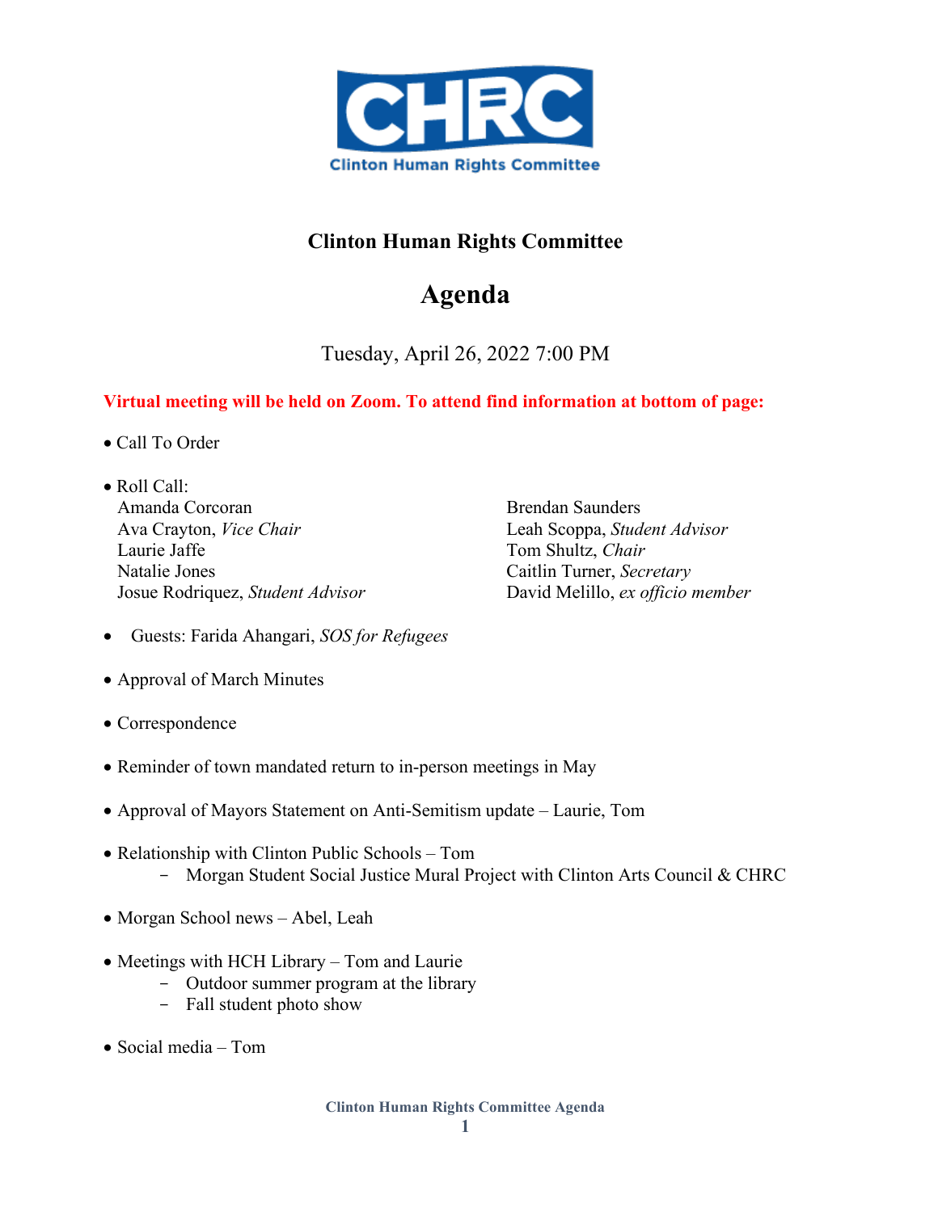# Clinton Human Rights Committee

## Agenda

Tuesday, April 26, 2022 7:00 PM

**Virtual meeting will be held on Zoom. To attend find information at bottom of page:**

- Call To Order

- Roll Call:
  - Amanda Corcoran
  - Ava Crayton, *Vice Chair*
  - Laurie Jaffe
  - Natalie Jones
  - Josue Rodriquez, *Student Advisor*
  - Brendan Saunders
  - Leah Scoppa, *Student Advisor*
  - Tom Shultz, *Chair*
  - Caitlin Turner, *Secretary*
  - David Melillo, *ex officio member*

- Guests: Farida Ahangari, *SOS for Refugees*

- Approval of March Minutes

- Correspondence

- Reminder of town mandated return to in-person meetings in May

- Approval of Mayors Statement on Anti-Semitism update – Laurie, Tom

- Relationship with Clinton Public Schools – Tom
  - Morgan Student Social Justice Mural Project with Clinton Arts Council & CHRC

- Morgan School news – Abel, Leah

- Meetings with HCH Library – Tom and Laurie
  - Outdoor summer program at the library
  - Fall student photo show

- Social media – Tom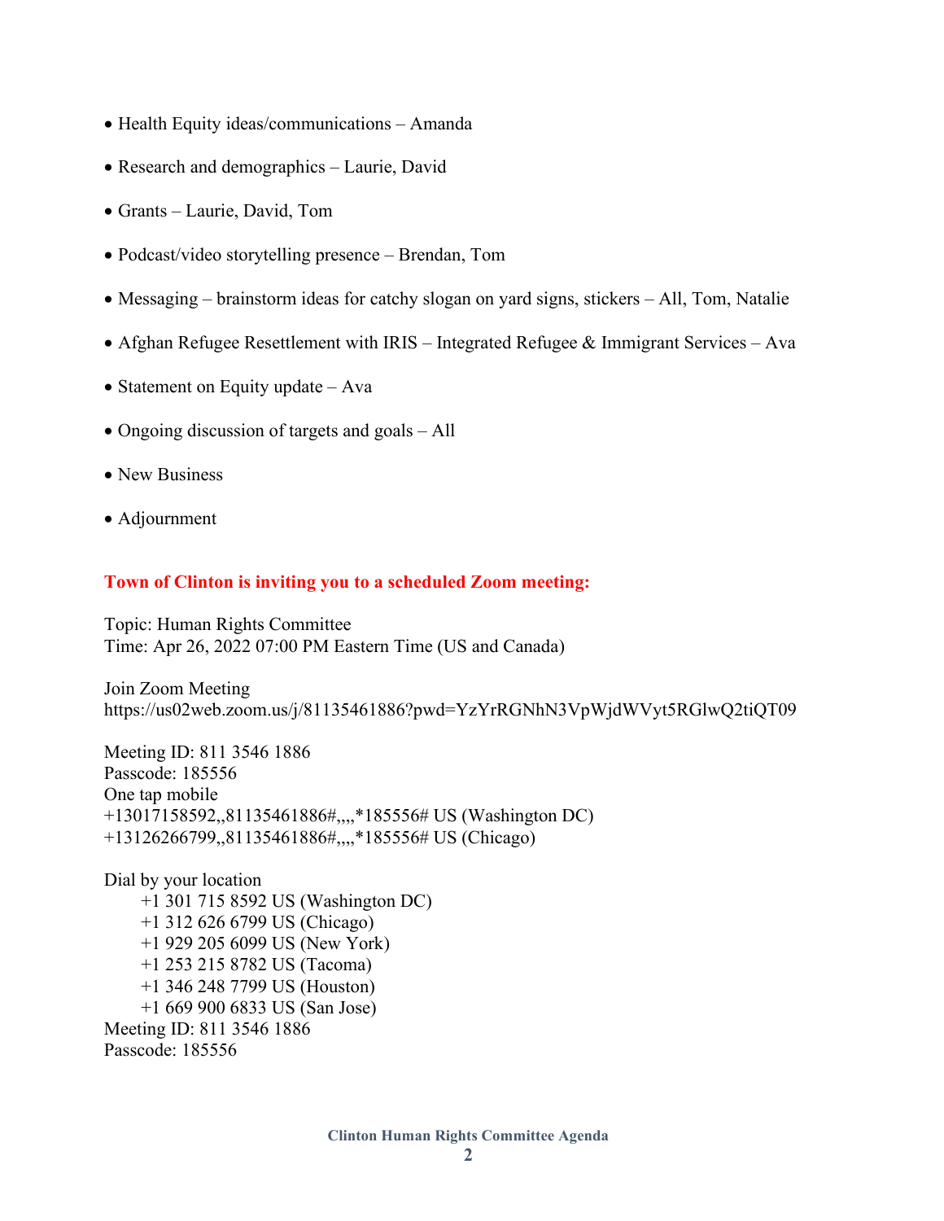- Health Equity ideas/communications – Amanda
- Research and demographics – Laurie, David
- Grants – Laurie, David, Tom
- Podcast/video storytelling presence – Brendan, Tom
- Messaging – brainstorm ideas for catchy slogan on yard signs, stickers – All, Tom, Natalie
- Afghan Refugee Resettlement with IRIS – Integrated Refugee & Immigrant Services – Ava
- Statement on Equity update – Ava
- Ongoing discussion of targets and goals – All
- New Business
- Adjournment

**Town of Clinton is inviting you to a scheduled Zoom meeting:**

Topic: Human Rights Committee
Time: Apr 26, 2022 07:00 PM Eastern Time (US and Canada)

Join Zoom Meeting
https://us02web.zoom.us/j/81135461886?pwd=YzYrRGNhN3VpWjdWVyt5RGlwQ2tiQT09

Meeting ID: 811 3546 1886
Passcode: 185556
One tap mobile
+13017158592,,81135461886#,,,,*185556# US (Washington DC)
+13126266799,,81135461886#,,,,*185556# US (Chicago)

Dial by your location
 +1 301 715 8592 US (Washington DC)
 +1 312 626 6799 US (Chicago)
 +1 929 205 6099 US (New York)
 +1 253 215 8782 US (Tacoma)
 +1 346 248 7799 US (Houston)
 +1 669 900 6833 US (San Jose)
Meeting ID: 811 3546 1886
Passcode: 185556